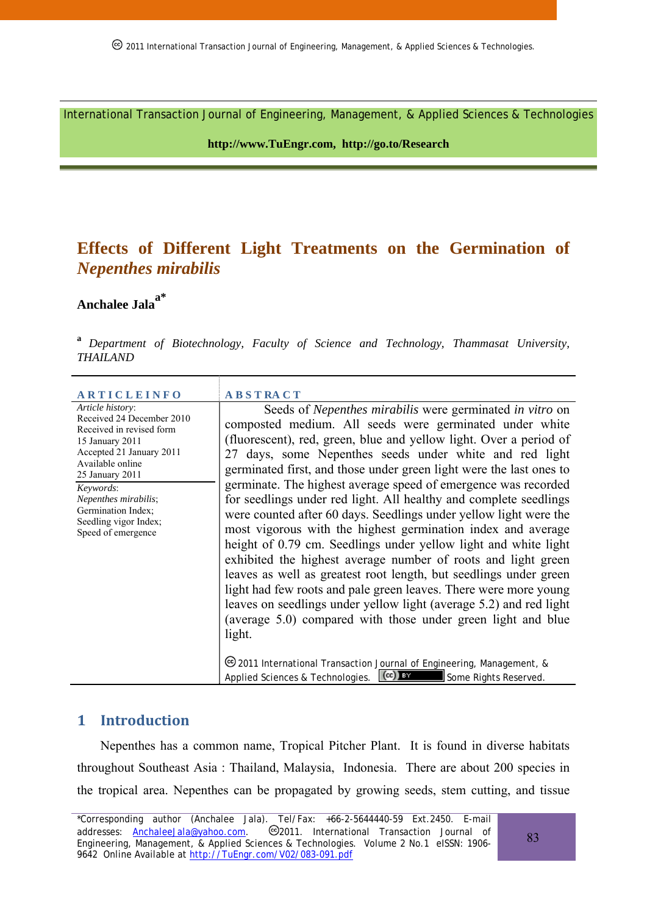International Transaction Journal of Engineering, Management, & Applied Sciences & Technologies

http://www.TuEngr.com, http://go.to/Research

# Effects of Different Light Treatments on the Germination of *Nepenthes mirabilis*

**Anchalee Jala[a*]**

[a] *Department of Biotechnology, Faculty of Science and Technology, Thammasat University, THAILAND*

**ARTICLE INFO**

*Article history*:
Received 24 December 2010
Received in revised form 15 January 2011
Accepted 21 January 2011
Available online 25 January 2011

*Keywords*:
*Nepenthes mirabilis*;
Germination Index;
Seedling vigor Index;
Speed of emergence

**ABSTRACT**

Seeds of *Nepenthes mirabilis* were germinated *in vitro* on composted medium. All seeds were germinated under white (fluorescent), red, green, blue and yellow light. Over a period of 27 days, some Nepenthes seeds under white and red light germinated first, and those under green light were the last ones to germinate. The highest average speed of emergence was recorded for seedlings under red light. All healthy and complete seedlings were counted after 60 days. Seedlings under yellow light were the most vigorous with the highest germination index and average height of 0.79 cm. Seedlings under yellow light and white light exhibited the highest average number of roots and light green leaves as well as greatest root length, but seedlings under green light had few roots and pale green leaves. There were more young leaves on seedlings under yellow light (average 5.2) and red light (average 5.0) compared with those under green light and blue light.

© 2011 International Transaction Journal of Engineering, Management, & Applied Sciences & Technologies. Some Rights Reserved.

## 1 Introduction

Nepenthes has a common name, Tropical Pitcher Plant. It is found in diverse habitats throughout Southeast Asia : Thailand, Malaysia, Indonesia. There are about 200 species in the tropical area. Nepenthes can be propagated by growing seeds, stem cutting, and tissue

*Corresponding author (Anchalee Jala). Tel/Fax: +66-2-5644440-59 Ext.2450. E-mail addresses: AnchaleeJala@yahoo.com. ©2011. International Transaction Journal of Engineering, Management, & Applied Sciences & Technologies. Volume 2 No.1 eISSN: 1906-9642 Online Available at http://TuEngr.com/V02/083-091.pdf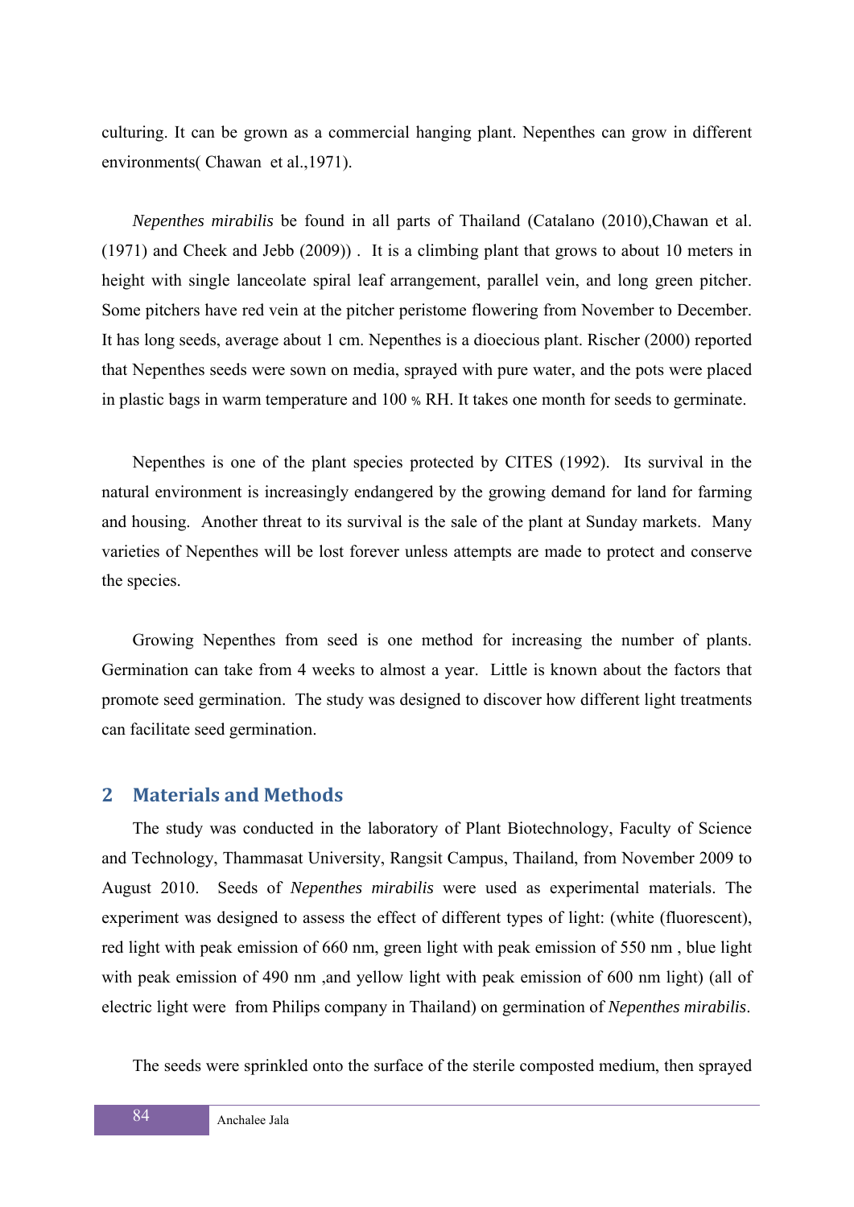culturing. It can be grown as a commercial hanging plant. Nepenthes can grow in different environments( Chawan et al.,1971).

*Nepenthes mirabilis* be found in all parts of Thailand (Catalano (2010),Chawan et al. (1971) and Cheek and Jebb (2009)) . It is a climbing plant that grows to about 10 meters in height with single lanceolate spiral leaf arrangement, parallel vein, and long green pitcher. Some pitchers have red vein at the pitcher peristome flowering from November to December. It has long seeds, average about 1 cm. Nepenthes is a dioecious plant. Rischer (2000) reported that Nepenthes seeds were sown on media, sprayed with pure water, and the pots were placed in plastic bags in warm temperature and 100 % RH. It takes one month for seeds to germinate.

Nepenthes is one of the plant species protected by CITES (1992). Its survival in the natural environment is increasingly endangered by the growing demand for land for farming and housing. Another threat to its survival is the sale of the plant at Sunday markets. Many varieties of Nepenthes will be lost forever unless attempts are made to protect and conserve the species.

Growing Nepenthes from seed is one method for increasing the number of plants. Germination can take from 4 weeks to almost a year. Little is known about the factors that promote seed germination. The study was designed to discover how different light treatments can facilitate seed germination.

## 2 Materials and Methods

The study was conducted in the laboratory of Plant Biotechnology, Faculty of Science and Technology, Thammasat University, Rangsit Campus, Thailand, from November 2009 to August 2010. Seeds of *Nepenthes mirabilis* were used as experimental materials. The experiment was designed to assess the effect of different types of light: (white (fluorescent), red light with peak emission of 660 nm, green light with peak emission of 550 nm , blue light with peak emission of 490 nm ,and yellow light with peak emission of 600 nm light) (all of electric light were from Philips company in Thailand) on germination of *Nepenthes mirabilis*.

The seeds were sprinkled onto the surface of the sterile composted medium, then sprayed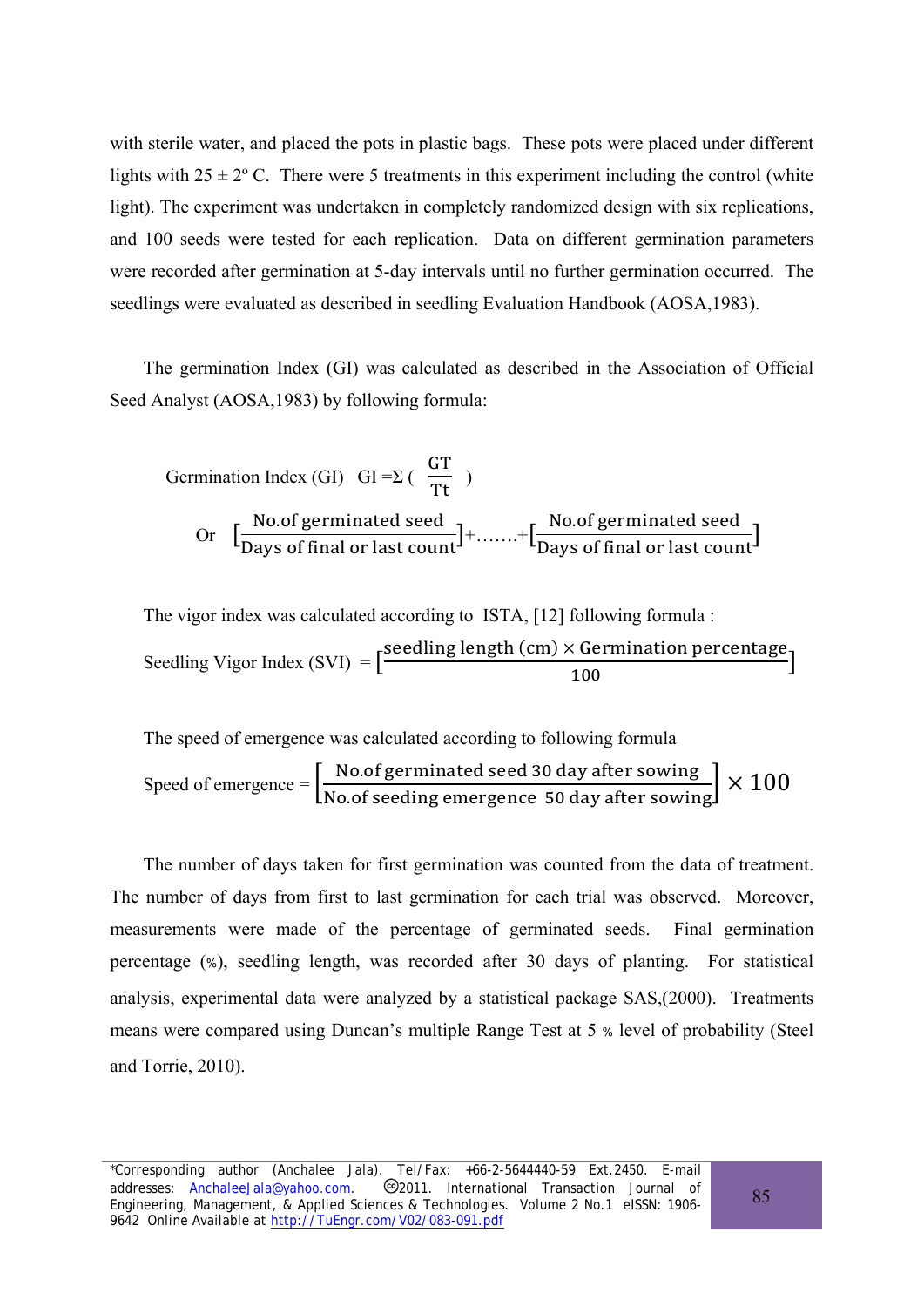with sterile water, and placed the pots in plastic bags. These pots were placed under different lights with 25 ± 2º C. There were 5 treatments in this experiment including the control (white light). The experiment was undertaken in completely randomized design with six replications, and 100 seeds were tested for each replication. Data on different germination parameters were recorded after germination at 5-day intervals until no further germination occurred. The seedlings were evaluated as described in seedling Evaluation Handbook (AOSA,1983).

The germination Index (GI) was calculated as described in the Association of Official Seed Analyst (AOSA,1983) by following formula:

$$\text{Germination Index (GI)} \quad GI = \Sigma \left( \frac{GT}{Tt} \right)$$

$$\text{Or} \quad \left[\frac{\text{No.of germinated seed}}{\text{Days of final or last count}}\right] + \ldots\ldots + \left[\frac{\text{No.of germinated seed}}{\text{Days of final or last count}}\right]$$

The vigor index was calculated according to ISTA, [12] following formula :

$$\text{Seedling Vigor Index (SVI)} = \left[\frac{\text{seedling length (cm)} \times \text{Germination percentage}}{100}\right]$$

The speed of emergence was calculated according to following formula

$$\text{Speed of emergence} = \left[\frac{\text{No.of germinated seed 30 day after sowing}}{\text{No.of seeding emergence 50 day after sowing}}\right] \times 100$$

The number of days taken for first germination was counted from the data of treatment. The number of days from first to last germination for each trial was observed. Moreover, measurements were made of the percentage of germinated seeds. Final germination percentage (%), seedling length, was recorded after 30 days of planting. For statistical analysis, experimental data were analyzed by a statistical package SAS,(2000). Treatments means were compared using Duncan's multiple Range Test at 5 % level of probability (Steel and Torrie, 2010).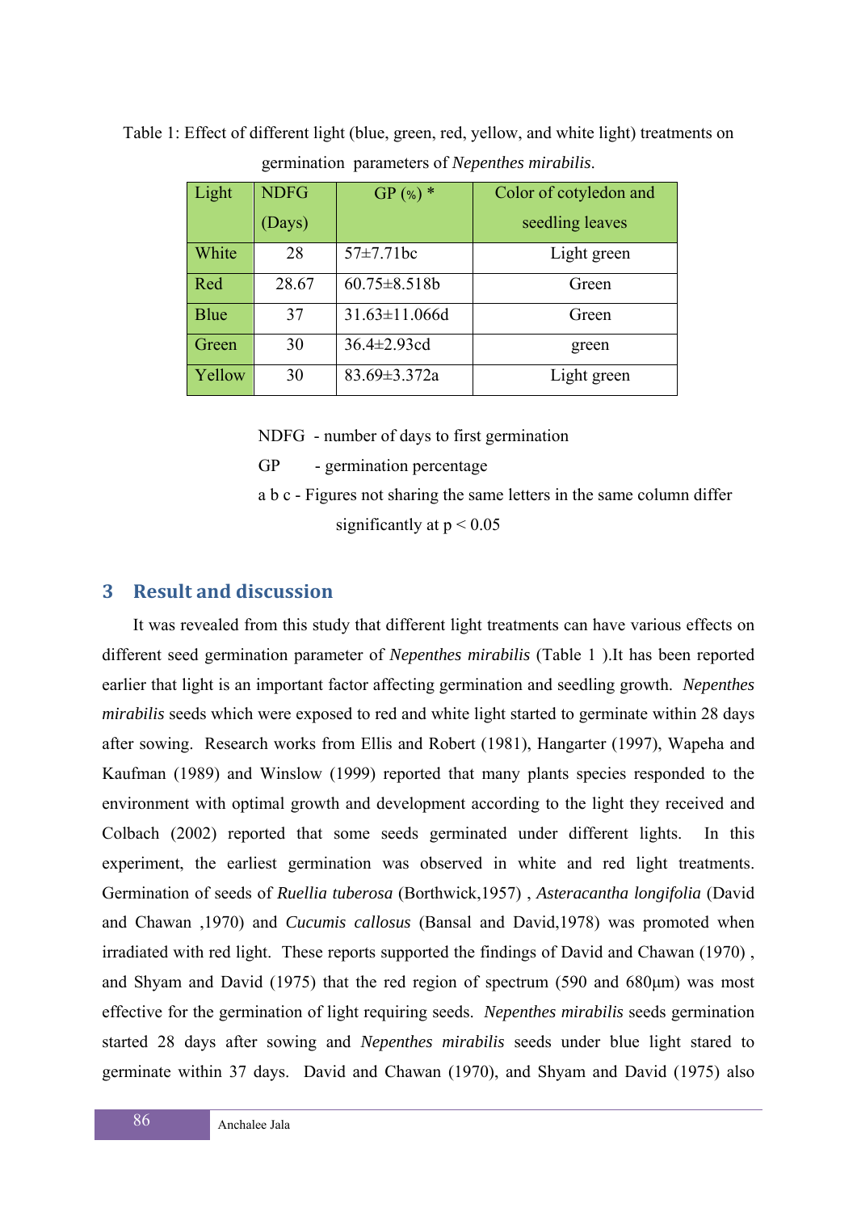Table 1: Effect of different light (blue, green, red, yellow, and white light) treatments on germination parameters of *Nepenthes mirabilis*.

| Light | NDFG (Days) | GP (%) * | Color of cotyledon and seedling leaves |
|---|---|---|---|
| White | 28 | 57±7.71bc | Light green |
| Red | 28.67 | 60.75±8.518b | Green |
| Blue | 37 | 31.63±11.066d | Green |
| Green | 30 | 36.4±2.93cd | green |
| Yellow | 30 | 83.69±3.372a | Light green |

NDFG - number of days to first germination

GP - germination percentage

a b c - Figures not sharing the same letters in the same column differ significantly at $p < 0.05$

## 3 Result and discussion

It was revealed from this study that different light treatments can have various effects on different seed germination parameter of *Nepenthes mirabilis* (Table 1 ).It has been reported earlier that light is an important factor affecting germination and seedling growth. *Nepenthes mirabilis* seeds which were exposed to red and white light started to germinate within 28 days after sowing. Research works from Ellis and Robert (1981), Hangarter (1997), Wapeha and Kaufman (1989) and Winslow (1999) reported that many plants species responded to the environment with optimal growth and development according to the light they received and Colbach (2002) reported that some seeds germinated under different lights. In this experiment, the earliest germination was observed in white and red light treatments. Germination of seeds of *Ruellia tuberosa* (Borthwick,1957) , *Asteracantha longifolia* (David and Chawan ,1970) and *Cucumis callosus* (Bansal and David,1978) was promoted when irradiated with red light. These reports supported the findings of David and Chawan (1970) , and Shyam and David (1975) that the red region of spectrum (590 and 680µm) was most effective for the germination of light requiring seeds. *Nepenthes mirabilis* seeds germination started 28 days after sowing and *Nepenthes mirabilis* seeds under blue light stared to germinate within 37 days. David and Chawan (1970), and Shyam and David (1975) also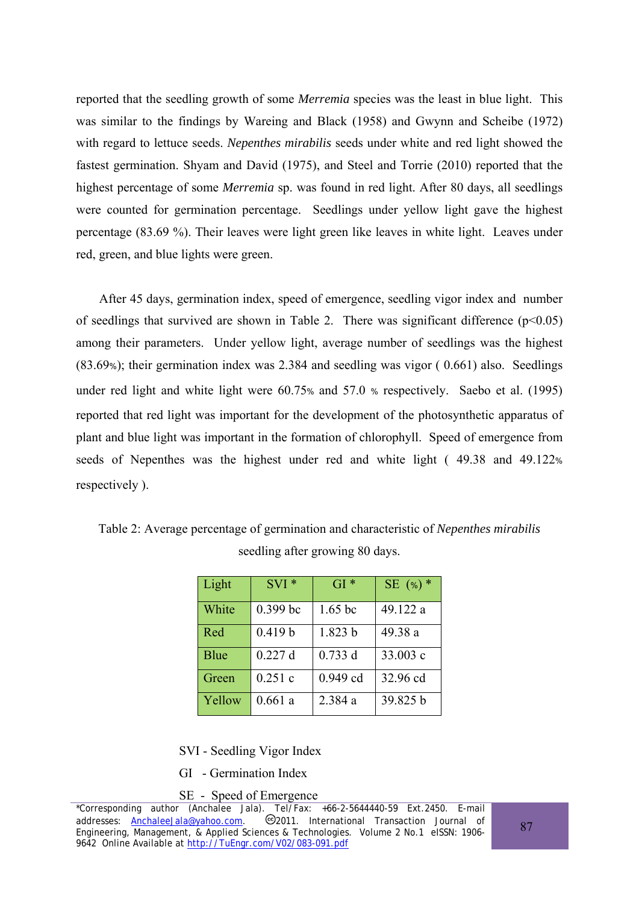reported that the seedling growth of some *Merremia* species was the least in blue light. This was similar to the findings by Wareing and Black (1958) and Gwynn and Scheibe (1972) with regard to lettuce seeds. *Nepenthes mirabilis* seeds under white and red light showed the fastest germination. Shyam and David (1975), and Steel and Torrie (2010) reported that the highest percentage of some *Merremia* sp. was found in red light. After 80 days, all seedlings were counted for germination percentage. Seedlings under yellow light gave the highest percentage (83.69 %). Their leaves were light green like leaves in white light. Leaves under red, green, and blue lights were green.

After 45 days, germination index, speed of emergence, seedling vigor index and number of seedlings that survived are shown in Table 2. There was significant difference ($p<0.05$) among their parameters. Under yellow light, average number of seedlings was the highest (83.69%); their germination index was 2.384 and seedling was vigor ( 0.661) also. Seedlings under red light and white light were 60.75% and 57.0 % respectively. Saebo et al. (1995) reported that red light was important for the development of the photosynthetic apparatus of plant and blue light was important in the formation of chlorophyll. Speed of emergence from seeds of Nepenthes was the highest under red and white light ( 49.38 and 49.122% respectively ).

Table 2: Average percentage of germination and characteristic of *Nepenthes mirabilis* seedling after growing 80 days.

| Light | SVI * | GI * | SE (%) * |
|---|---|---|---|
| White | 0.399 bc | 1.65 bc | 49.122 a |
| Red | 0.419 b | 1.823 b | 49.38 a |
| Blue | 0.227 d | 0.733 d | 33.003 c |
| Green | 0.251 c | 0.949 cd | 32.96 cd |
| Yellow | 0.661 a | 2.384 a | 39.825 b |

SVI - Seedling Vigor Index

GI - Germination Index

SE - Speed of Emergence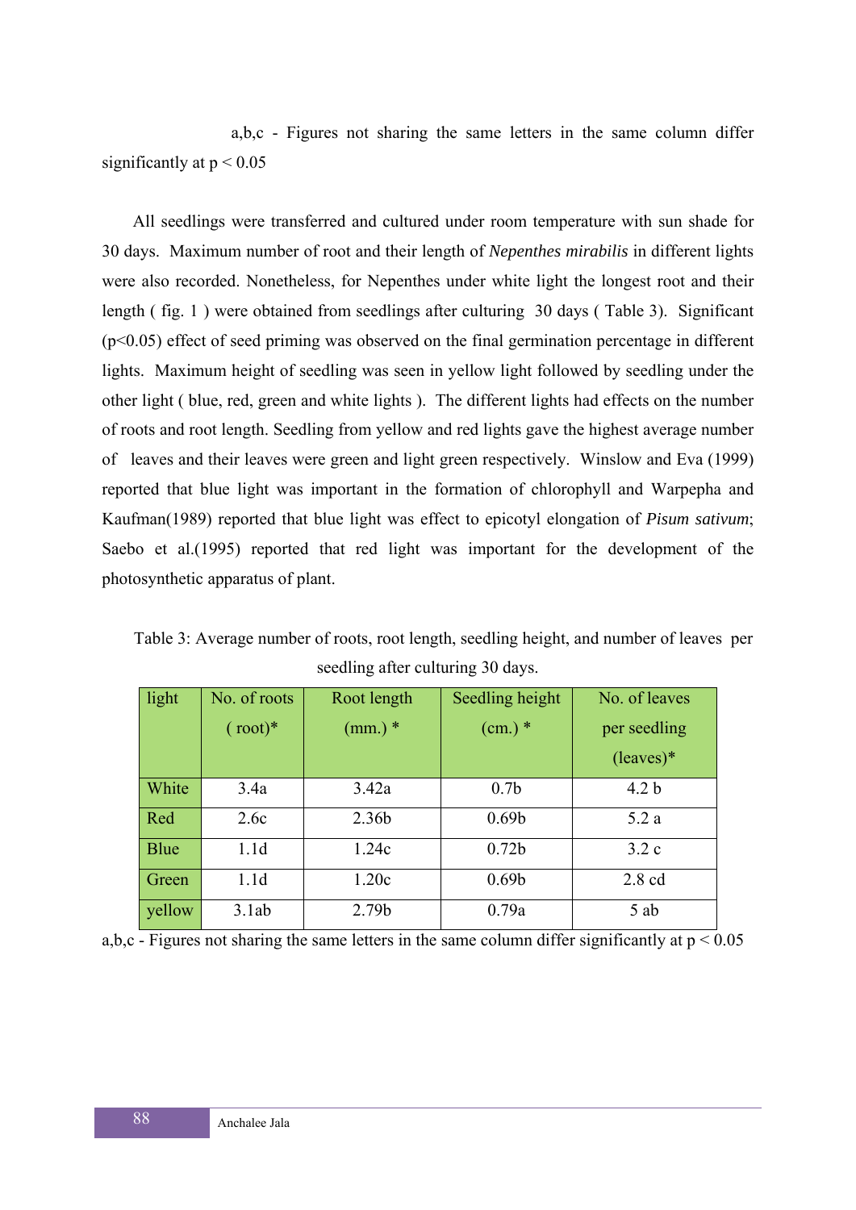a,b,c - Figures not sharing the same letters in the same column differ significantly at $p < 0.05$

All seedlings were transferred and cultured under room temperature with sun shade for 30 days. Maximum number of root and their length of *Nepenthes mirabilis* in different lights were also recorded. Nonetheless, for Nepenthes under white light the longest root and their length ( fig. 1 ) were obtained from seedlings after culturing 30 days ( Table 3). Significant ($p<0.05$) effect of seed priming was observed on the final germination percentage in different lights. Maximum height of seedling was seen in yellow light followed by seedling under the other light ( blue, red, green and white lights ). The different lights had effects on the number of roots and root length. Seedling from yellow and red lights gave the highest average number of leaves and their leaves were green and light green respectively. Winslow and Eva (1999) reported that blue light was important in the formation of chlorophyll and Warpepha and Kaufman(1989) reported that blue light was effect to epicotyl elongation of *Pisum sativum*; Saebo et al.(1995) reported that red light was important for the development of the photosynthetic apparatus of plant.

Table 3: Average number of roots, root length, seedling height, and number of leaves per seedling after culturing 30 days.

| light | No. of roots ( root)* | Root length (mm.) * | Seedling height (cm.) * | No. of leaves per seedling (leaves)* |
|---|---|---|---|---|
| White | 3.4a | 3.42a | 0.7b | 4.2 b |
| Red | 2.6c | 2.36b | 0.69b | 5.2 a |
| Blue | 1.1d | 1.24c | 0.72b | 3.2 c |
| Green | 1.1d | 1.20c | 0.69b | 2.8 cd |
| yellow | 3.1ab | 2.79b | 0.79a | 5 ab |

a,b,c - Figures not sharing the same letters in the same column differ significantly at $p < 0.05$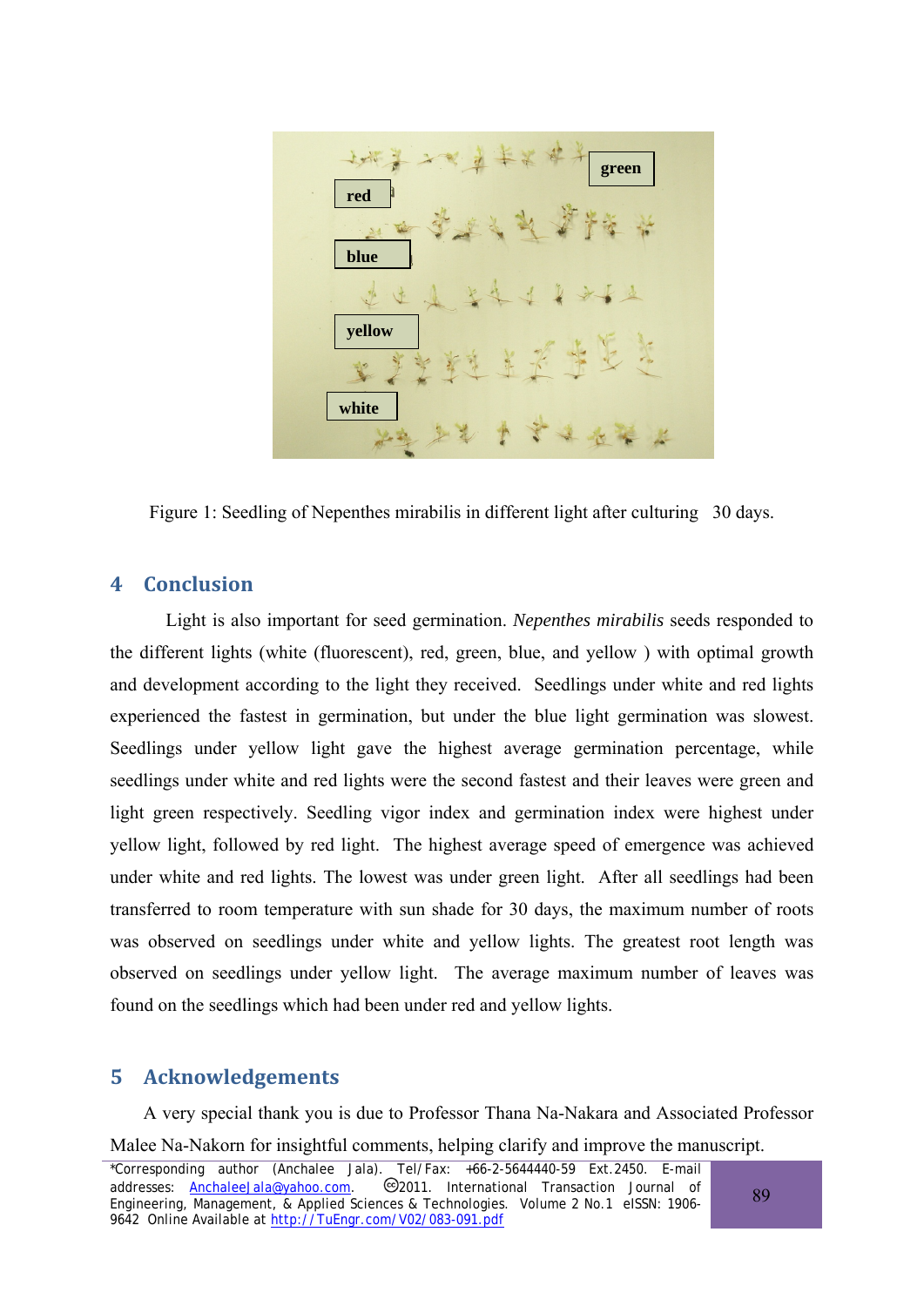Figure 1: Seedling of Nepenthes mirabilis in different light after culturing 30 days.

## 4 Conclusion

Light is also important for seed germination. *Nepenthes mirabilis* seeds responded to the different lights (white (fluorescent), red, green, blue, and yellow ) with optimal growth and development according to the light they received. Seedlings under white and red lights experienced the fastest in germination, but under the blue light germination was slowest. Seedlings under yellow light gave the highest average germination percentage, while seedlings under white and red lights were the second fastest and their leaves were green and light green respectively. Seedling vigor index and germination index were highest under yellow light, followed by red light. The highest average speed of emergence was achieved under white and red lights. The lowest was under green light. After all seedlings had been transferred to room temperature with sun shade for 30 days, the maximum number of roots was observed on seedlings under white and yellow lights. The greatest root length was observed on seedlings under yellow light. The average maximum number of leaves was found on the seedlings which had been under red and yellow lights.

## 5 Acknowledgements

A very special thank you is due to Professor Thana Na-Nakara and Associated Professor Malee Na-Nakorn for insightful comments, helping clarify and improve the manuscript.

*Corresponding author (Anchalee Jala). Tel/Fax: +66-2-5644440-59 Ext.2450. E-mail addresses: AnchaleeJala@yahoo.com. ©2011. International Transaction Journal of Engineering, Management, & Applied Sciences & Technologies. Volume 2 No.1 eISSN: 1906-9642 Online Available at http://TuEngr.com/V02/083-091.pdf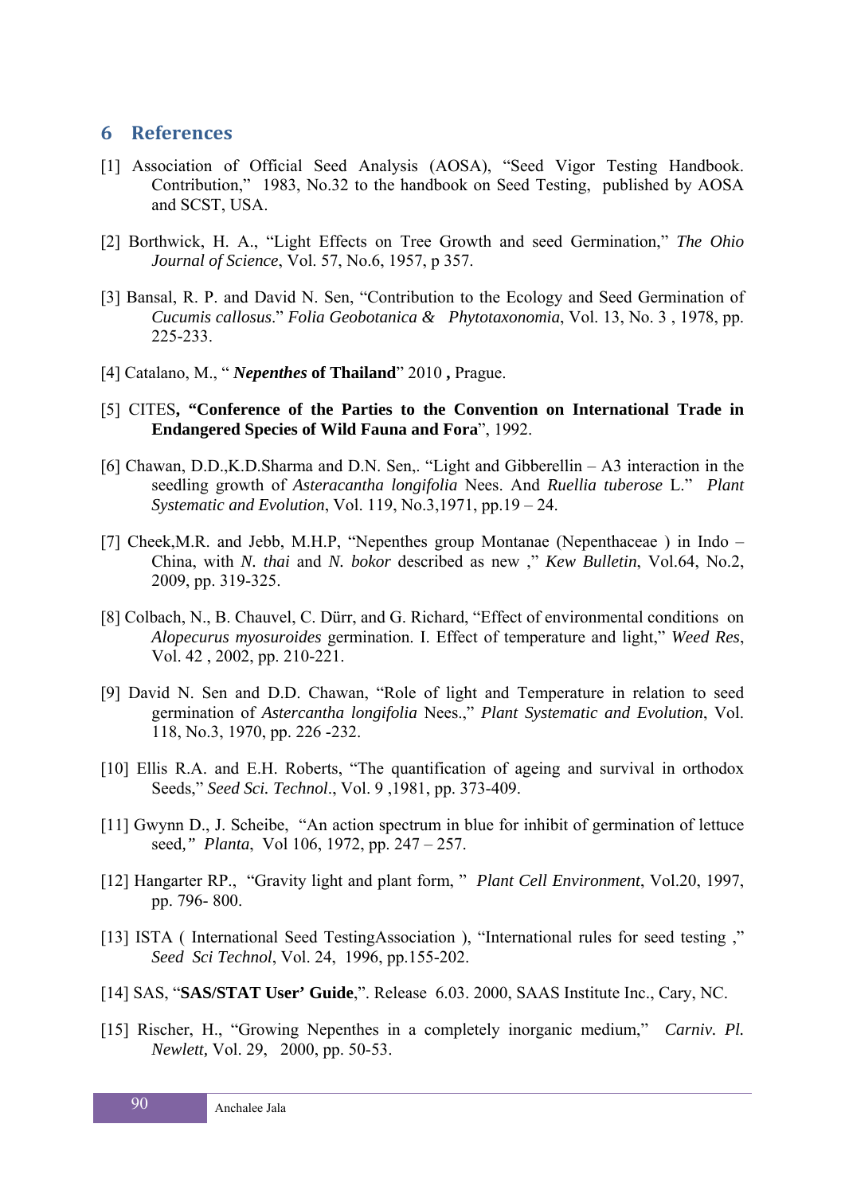## 6 References

[1] Association of Official Seed Analysis (AOSA), "Seed Vigor Testing Handbook. Contribution," 1983, No.32 to the handbook on Seed Testing, published by AOSA and SCST, USA.

[2] Borthwick, H. A., "Light Effects on Tree Growth and seed Germination," *The Ohio Journal of Science*, Vol. 57, No.6, 1957, p 357.

[3] Bansal, R. P. and David N. Sen, "Contribution to the Ecology and Seed Germination of *Cucumis callosus*." *Folia Geobotanica & Phytotaxonomia*, Vol. 13, No. 3 , 1978, pp. 225-233.

[4] Catalano, M., " ***Nepenthes* of Thailand**" 2010 **,** Prague.

[5] CITES**, "Conference of the Parties to the Convention on International Trade in Endangered Species of Wild Fauna and Fora**", 1992.

[6] Chawan, D.D.,K.D.Sharma and D.N. Sen,. "Light and Gibberellin – A3 interaction in the seedling growth of *Asteracantha longifolia* Nees. And *Ruellia tuberose* L." *Plant Systematic and Evolution*, Vol. 119, No.3,1971, pp.19 – 24.

[7] Cheek,M.R. and Jebb, M.H.P, "Nepenthes group Montanae (Nepenthaceae ) in Indo – China, with *N. thai* and *N. bokor* described as new ," *Kew Bulletin*, Vol.64, No.2, 2009, pp. 319-325.

[8] Colbach, N., B. Chauvel, C. Dürr, and G. Richard, "Effect of environmental conditions on *Alopecurus myosuroides* germination. I. Effect of temperature and light," *Weed Res*, Vol. 42 , 2002, pp. 210-221.

[9] David N. Sen and D.D. Chawan, "Role of light and Temperature in relation to seed germination of *Astercantha longifolia* Nees.," *Plant Systematic and Evolution*, Vol. 118, No.3, 1970, pp. 226 -232.

[10] Ellis R.A. and E.H. Roberts, "The quantification of ageing and survival in orthodox Seeds," *Seed Sci. Technol*., Vol. 9 ,1981, pp. 373-409.

[11] Gwynn D., J. Scheibe, "An action spectrum in blue for inhibit of germination of lettuce seed*," Planta*, Vol 106, 1972, pp. 247 – 257.

[12] Hangarter RP., "Gravity light and plant form, " *Plant Cell Environment*, Vol.20, 1997, pp. 796- 800.

[13] ISTA ( International Seed TestingAssociation ), "International rules for seed testing ," *Seed Sci Technol*, Vol. 24, 1996, pp.155-202.

[14] SAS, "**SAS/STAT User' Guide**,". Release 6.03. 2000, SAAS Institute Inc., Cary, NC.

[15] Rischer, H., "Growing Nepenthes in a completely inorganic medium," *Carniv. Pl. Newlett,* Vol. 29, 2000, pp. 50-53.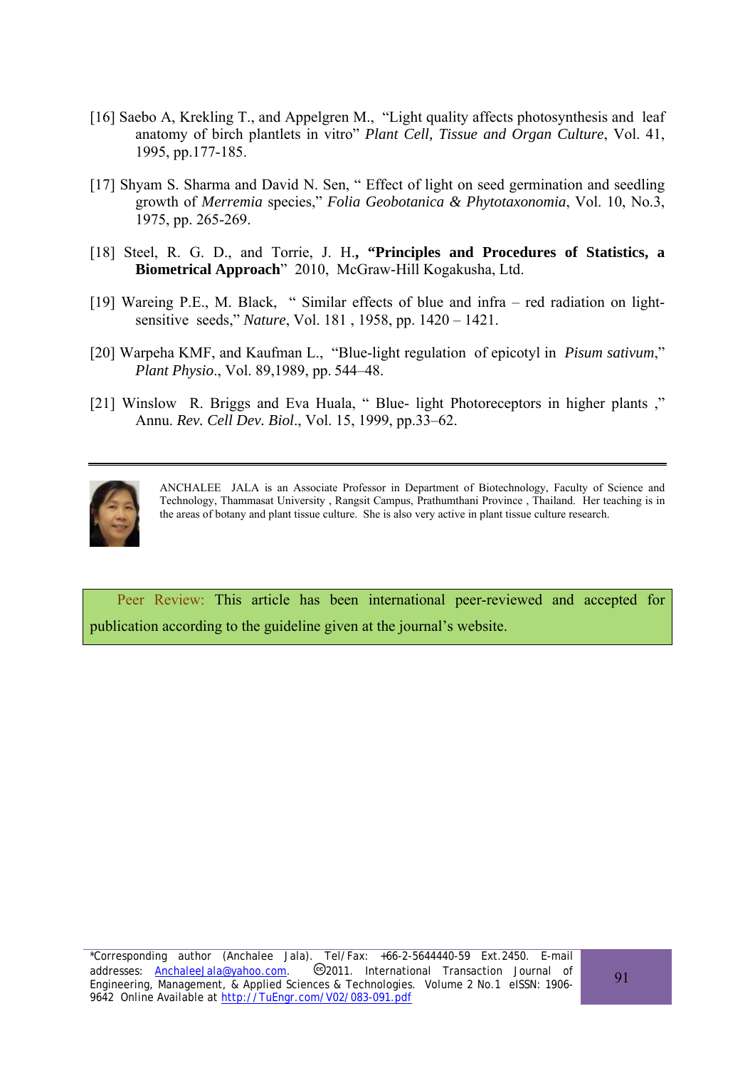[16] Saebo A, Krekling T., and Appelgren M., "Light quality affects photosynthesis and leaf anatomy of birch plantlets in vitro" *Plant Cell, Tissue and Organ Culture*, Vol. 41, 1995, pp.177-185.

[17] Shyam S. Sharma and David N. Sen, " Effect of light on seed germination and seedling growth of *Merremia* species," *Folia Geobotanica & Phytotaxonomia*, Vol. 10, No.3, 1975, pp. 265-269.

[18] Steel, R. G. D., and Torrie, J. H.**, "Principles and Procedures of Statistics, a Biometrical Approach**" 2010, McGraw-Hill Kogakusha, Ltd.

[19] Wareing P.E., M. Black, " Similar effects of blue and infra – red radiation on light-sensitive seeds," *Nature*, Vol. 181 , 1958, pp. 1420 – 1421.

[20] Warpeha KMF, and Kaufman L., "Blue-light regulation of epicotyl in *Pisum sativum*," *Plant Physio*., Vol. 89,1989, pp. 544–48.

[21] Winslow R. Briggs and Eva Huala, " Blue- light Photoreceptors in higher plants ," Annu. *Rev. Cell Dev. Biol*., Vol. 15, 1999, pp.33–62.

---

ANCHALEE JALA is an Associate Professor in Department of Biotechnology, Faculty of Science and Technology, Thammasat University , Rangsit Campus, Prathumthani Province , Thailand. Her teaching is in the areas of botany and plant tissue culture. She is also very active in plant tissue culture research.

Peer Review: This article has been international peer-reviewed and accepted for publication according to the guideline given at the journal's website.

*Corresponding author (Anchalee Jala). Tel/Fax: +66-2-5644440-59 Ext.2450. E-mail addresses: AnchaleeJala@yahoo.com. ©2011. International Transaction Journal of Engineering, Management, & Applied Sciences & Technologies. Volume 2 No.1 eISSN: 1906-9642 Online Available at http://TuEngr.com/V02/083-091.pdf